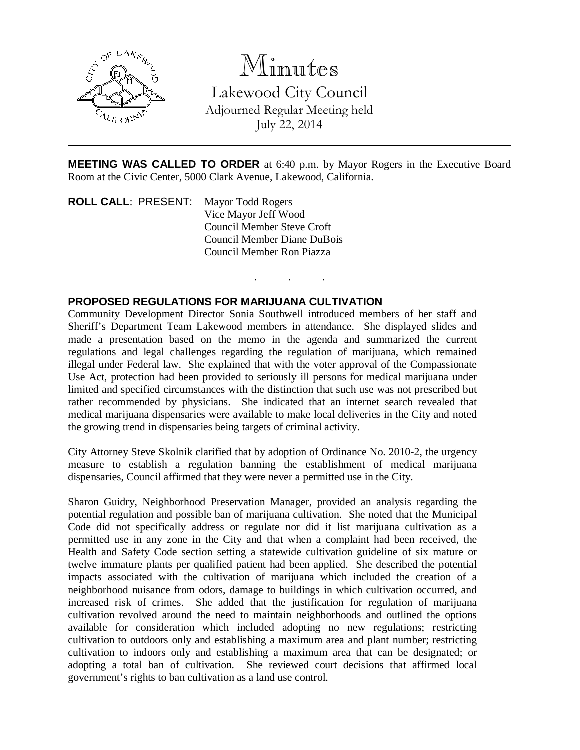# Minutes

Lakewood City Council
Adjourned Regular Meeting held
July 22, 2014

---

**MEETING WAS CALLED TO ORDER** at 6:40 p.m. by Mayor Rogers in the Executive Board Room at the Civic Center, 5000 Clark Avenue, Lakewood, California.

**ROLL CALL**: PRESENT: Mayor Todd Rogers
Vice Mayor Jeff Wood
Council Member Steve Croft
Council Member Diane DuBois
Council Member Ron Piazza

. . .

**PROPOSED REGULATIONS FOR MARIJUANA CULTIVATION**

Community Development Director Sonia Southwell introduced members of her staff and Sheriff's Department Team Lakewood members in attendance. She displayed slides and made a presentation based on the memo in the agenda and summarized the current regulations and legal challenges regarding the regulation of marijuana, which remained illegal under Federal law. She explained that with the voter approval of the Compassionate Use Act, protection had been provided to seriously ill persons for medical marijuana under limited and specified circumstances with the distinction that such use was not prescribed but rather recommended by physicians. She indicated that an internet search revealed that medical marijuana dispensaries were available to make local deliveries in the City and noted the growing trend in dispensaries being targets of criminal activity.

City Attorney Steve Skolnik clarified that by adoption of Ordinance No. 2010-2, the urgency measure to establish a regulation banning the establishment of medical marijuana dispensaries, Council affirmed that they were never a permitted use in the City.

Sharon Guidry, Neighborhood Preservation Manager, provided an analysis regarding the potential regulation and possible ban of marijuana cultivation. She noted that the Municipal Code did not specifically address or regulate nor did it list marijuana cultivation as a permitted use in any zone in the City and that when a complaint had been received, the Health and Safety Code section setting a statewide cultivation guideline of six mature or twelve immature plants per qualified patient had been applied. She described the potential impacts associated with the cultivation of marijuana which included the creation of a neighborhood nuisance from odors, damage to buildings in which cultivation occurred, and increased risk of crimes. She added that the justification for regulation of marijuana cultivation revolved around the need to maintain neighborhoods and outlined the options available for consideration which included adopting no new regulations; restricting cultivation to outdoors only and establishing a maximum area and plant number; restricting cultivation to indoors only and establishing a maximum area that can be designated; or adopting a total ban of cultivation. She reviewed court decisions that affirmed local government's rights to ban cultivation as a land use control.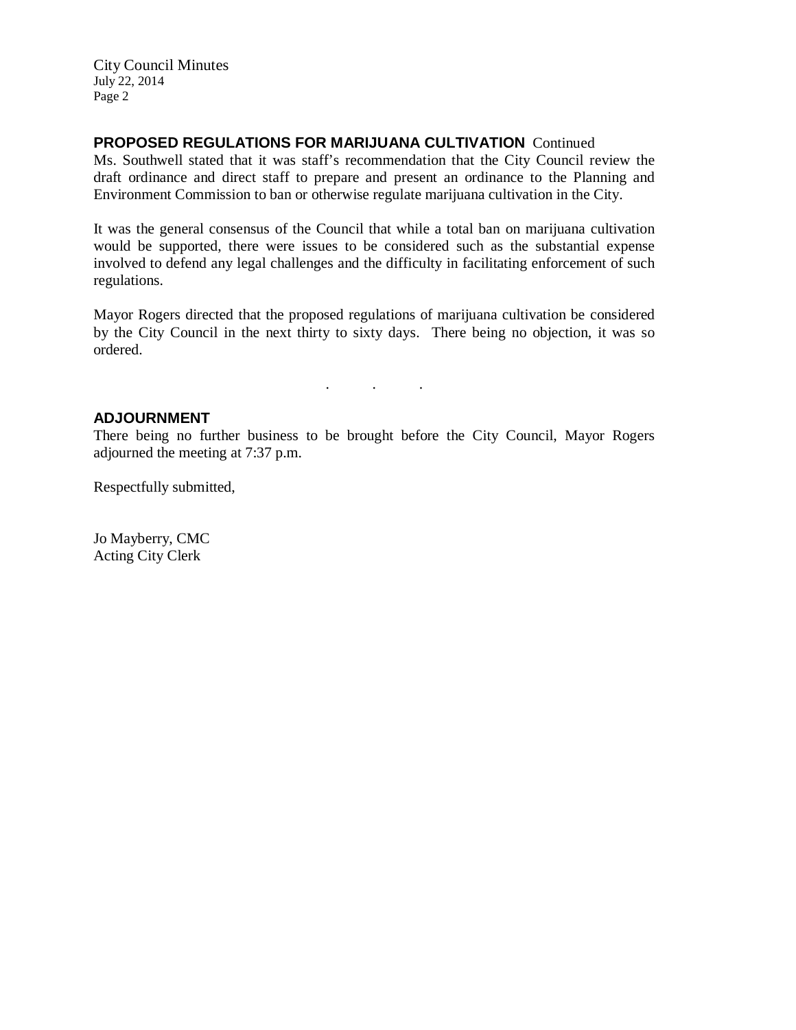## PROPOSED REGULATIONS FOR MARIJUANA CULTIVATION Continued

Ms. Southwell stated that it was staff's recommendation that the City Council review the draft ordinance and direct staff to prepare and present an ordinance to the Planning and Environment Commission to ban or otherwise regulate marijuana cultivation in the City.

It was the general consensus of the Council that while a total ban on marijuana cultivation would be supported, there were issues to be considered such as the substantial expense involved to defend any legal challenges and the difficulty in facilitating enforcement of such regulations.

Mayor Rogers directed that the proposed regulations of marijuana cultivation be considered by the City Council in the next thirty to sixty days. There being no objection, it was so ordered.

. . .

## ADJOURNMENT

There being no further business to be brought before the City Council, Mayor Rogers adjourned the meeting at 7:37 p.m.

Respectfully submitted,

Jo Mayberry, CMC
Acting City Clerk